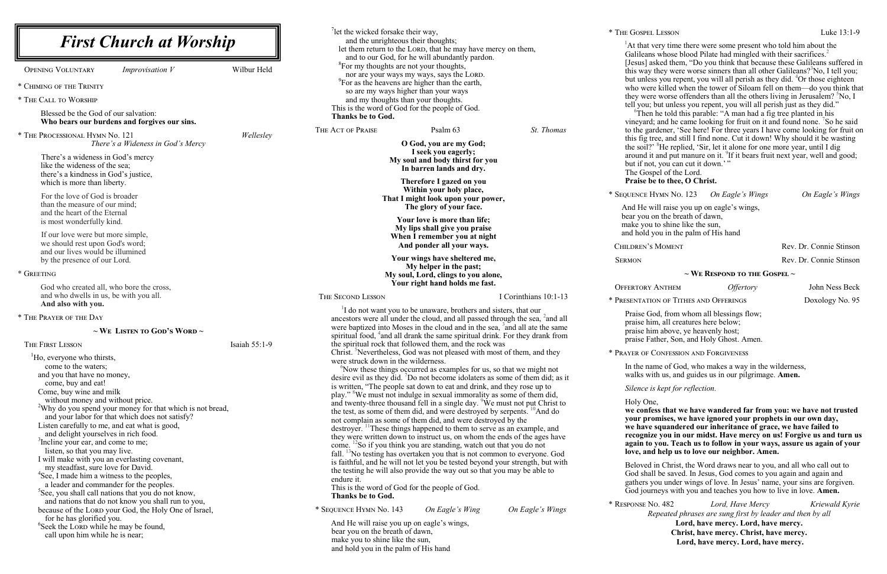# First Church at Worship

Opening Voluntary — *Improvisation V* — Wilbur Held

\* Chiming of the Trinity

\* The Call to Worship

Blessed be the God of our salvation:
**Who bears our burdens and forgives our sins.**

\* The Processional Hymn No. 121 — *There's a Wideness in God's Mercy* — *Wellesley*

There's a wideness in God's mercy
like the wideness of the sea;
there's a kindness in God's justice,
which is more than liberty.

For the love of God is broader
than the measure of our mind;
and the heart of the Eternal
is most wonderfully kind.

If our love were but more simple,
we should rest upon God's word;
and our lives would be illumined
by the presence of our Lord.

\* Greeting

God who created all, who bore the cross,
and who dwells in us, be with you all.
**And also with you.**

\* The Prayer of the Day

## ~ We Listen to God's Word ~

The First Lesson — Isaiah 55:1-9

[1]Ho, everyone who thirsts,
come to the waters;
and you that have no money,
come, buy and eat!
Come, buy wine and milk
without money and without price.
[2]Why do you spend your money for that which is not bread,
and your labor for that which does not satisfy?
Listen carefully to me, and eat what is good,
and delight yourselves in rich food.
[3]Incline your ear, and come to me;
listen, so that you may live.
I will make with you an everlasting covenant,
my steadfast, sure love for David.
[4]See, I made him a witness to the peoples,
a leader and commander for the peoples.
[5]See, you shall call nations that you do not know,
and nations that do not know you shall run to you,
because of the Lord your God, the Holy One of Israel,
for he has glorified you.
[6]Seek the Lord while he may be found,
call upon him while he is near;
[7]let the wicked forsake their way,
and the unrighteous their thoughts;
let them return to the Lord, that he may have mercy on them,
and to our God, for he will abundantly pardon.
[8]For my thoughts are not your thoughts,
nor are your ways my ways, says the Lord.
[9]For as the heavens are higher than the earth,
so are my ways higher than your ways
and my thoughts than your thoughts.
This is the word of God for the people of God.
**Thanks be to God.**

The Act of Praise — Psalm 63 — *St. Thomas*

**O God, you are my God;
I seek you eagerly;
My soul and body thirst for you
In barren lands and dry.**

**Therefore I gazed on you
Within your holy place,
That I might look upon your power,
The glory of your face.**

**Your love is more than life;
My lips shall give you praise
When I remember you at night
And ponder all your ways.**

**Your wings have sheltered me,
My helper in the past;
My soul, Lord, clings to you alone,
Your right hand holds me fast.**

The Second Lesson — I Corinthians 10:1-13

[1]I do not want you to be unaware, brothers and sisters, that our ancestors were all under the cloud, and all passed through the sea, [2]and all were baptized into Moses in the cloud and in the sea, [3]and all ate the same spiritual food, [4]and all drank the same spiritual drink. For they drank from the spiritual rock that followed them, and the rock was Christ. [5]Nevertheless, God was not pleased with most of them, and they were struck down in the wilderness.

[6]Now these things occurred as examples for us, so that we might not desire evil as they did. [7]Do not become idolaters as some of them did; as it is written, "The people sat down to eat and drink, and they rose up to play." [8]We must not indulge in sexual immorality as some of them did, and twenty-three thousand fell in a single day. [9]We must not put Christ to the test, as some of them did, and were destroyed by serpents. [10]And do not complain as some of them did, and were destroyed by the destroyer. [11]These things happened to them to serve as an example, and they were written down to instruct us, on whom the ends of the ages have come. [12]So if you think you are standing, watch out that you do not fall. [13]No testing has overtaken you that is not common to everyone. God is faithful, and he will not let you be tested beyond your strength, but with the testing he will also provide the way out so that you may be able to endure it.
This is the word of God for the people of God.
**Thanks be to God.**

\* Sequence Hymn No. 143 — *On Eagle's Wing* — *On Eagle's Wings*

And He will raise you up on eagle's wings,
bear you on the breath of dawn,
make you to shine like the sun,
and hold you in the palm of His hand

\* The Gospel Lesson — Luke 13:1-9

[1]At that very time there were some present who told him about the Galileans whose blood Pilate had mingled with their sacrifices.[2] [Jesus] asked them, "Do you think that because these Galileans suffered in this way they were worse sinners than all other Galileans?[3]No, I tell you; but unless you repent, you will all perish as they did. [4]Or those eighteen who were killed when the tower of Siloam fell on them—do you think that they were worse offenders than all the others living in Jerusalem? [5]No, I tell you; but unless you repent, you will all perish just as they did."

[6]Then he told this parable: "A man had a fig tree planted in his vineyard; and he came looking for fruit on it and found none. [7]So he said to the gardener, 'See here! For three years I have come looking for fruit on this fig tree, and still I find none. Cut it down! Why should it be wasting the soil?' [8]He replied, 'Sir, let it alone for one more year, until I dig around it and put manure on it. [9]If it bears fruit next year, well and good; but if not, you can cut it down.' "
The Gospel of the Lord.
**Praise be to thee, O Christ.**

\* Sequence Hymn No. 123 — *On Eagle's Wings* — *On Eagle's Wings*

And He will raise you up on eagle's wings,
bear you on the breath of dawn,
make you to shine like the sun,
and hold you in the palm of His hand

Children's Moment — Rev. Dr. Connie Stinson

Sermon — Rev. Dr. Connie Stinson

## ~ We Respond to the Gospel ~

Offertory Anthem — *Offertory* — John Ness Beck

\* Presentation of Tithes and Offerings — Doxology No. 95

Praise God, from whom all blessings flow;
praise him, all creatures here below;
praise him above, ye heavenly host;
praise Father, Son, and Holy Ghost. Amen.

\* Prayer of Confession and Forgiveness

In the name of God, who makes a way in the wilderness, walks with us, and guides us in our pilgrimage. **Amen.**

*Silence is kept for reflection.*

Holy One,
**we confess that we have wandered far from you: we have not trusted your promises, we have ignored your prophets in our own day, we have squandered our inheritance of grace, we have failed to recognize you in our midst. Have mercy on us! Forgive us and turn us again to you. Teach us to follow in your ways, assure us again of your love, and help us to love our neighbor. Amen.**

Beloved in Christ, the Word draws near to you, and all who call out to God shall be saved. In Jesus, God comes to you again and again and gathers you under wings of love. In Jesus' name, your sins are forgiven. God journeys with you and teaches you how to live in love. **Amen.**

\* Response No. 482 — *Lord, Have Mercy* — *Kriewald Kyrie*

*Repeated phrases are sung first by leader and then by all*

**Lord, have mercy. Lord, have mercy.
Christ, have mercy. Christ, have mercy.
Lord, have mercy. Lord, have mercy.**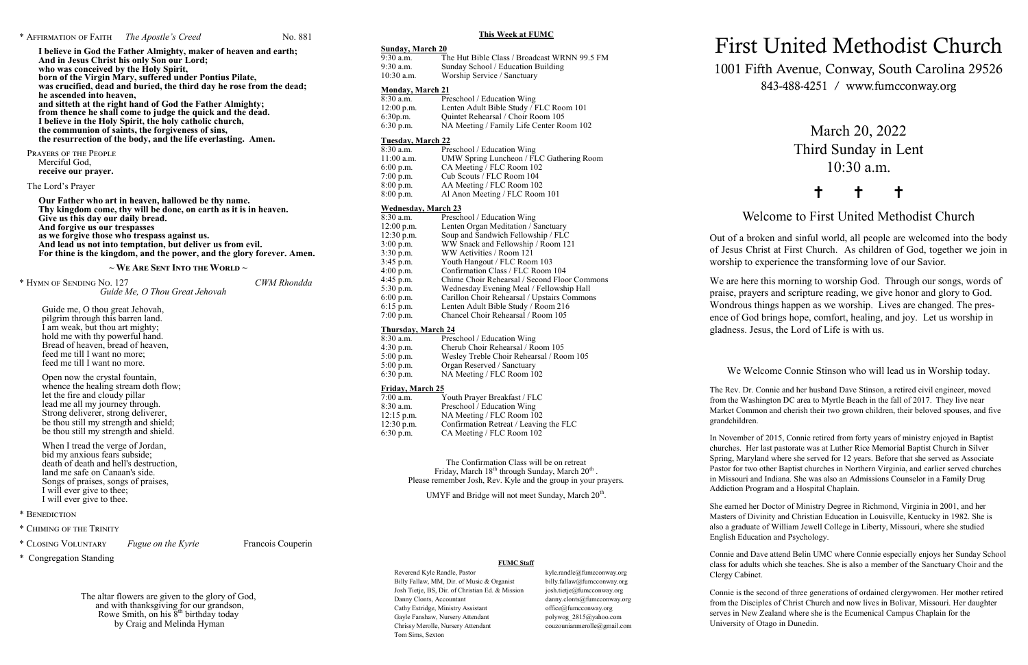\* Affirmation of Faith *The Apostle's Creed* No. 881

**I believe in God the Father Almighty, maker of heaven and earth;**
**And in Jesus Christ his only Son our Lord;**
**who was conceived by the Holy Spirit,**
**born of the Virgin Mary, suffered under Pontius Pilate,**
**was crucified, dead and buried, the third day he rose from the dead;**
**he ascended into heaven,**
**and sitteth at the right hand of God the Father Almighty;**
**from thence he shall come to judge the quick and the dead.**
**I believe in the Holy Spirit, the holy catholic church,**
**the communion of saints, the forgiveness of sins,**
**the resurrection of the body, and the life everlasting. Amen.**

Prayers of the People
Merciful God,
**receive our prayer.**

The Lord's Prayer

**Our Father who art in heaven, hallowed be thy name.**
**Thy kingdom come, thy will be done, on earth as it is in heaven.**
**Give us this day our daily bread.**
**And forgive us our trespasses**
**as we forgive those who trespass against us.**
**And lead us not into temptation, but deliver us from evil.**
**For thine is the kingdom, and the power, and the glory forever. Amen.**

**~ We Are Sent Into the World ~**

\* Hymn of Sending No. 127 *CWM Rhondda*
*Guide Me, O Thou Great Jehovah*

Guide me, O thou great Jehovah,
pilgrim through this barren land.
I am weak, but thou art mighty;
hold me with thy powerful hand.
Bread of heaven, bread of heaven,
feed me till I want no more;
feed me till I want no more.

Open now the crystal fountain,
whence the healing stream doth flow;
let the fire and cloudy pillar
lead me all my journey through.
Strong deliverer, strong deliverer,
be thou still my strength and shield;
be thou still my strength and shield.

When I tread the verge of Jordan,
bid my anxious fears subside;
death of death and hell's destruction,
land me safe on Canaan's side.
Songs of praises, songs of praises,
I will ever give to thee;
I will ever give to thee.

\* Benediction

\* Chiming of the Trinity

\* Closing Voluntary *Fugue on the Kyrie* Francois Couperin

\* Congregation Standing

The altar flowers are given to the glory of God,
and with thanksgiving for our grandson,
Rowe Smith, on his 8th birthday today
by Craig and Melinda Hyman

**This Week at FUMC**

**Sunday, March 20**

| | |
|---|---|
| 9:30 a.m. | The Hut Bible Class / Broadcast WRNN 99.5 FM |
| 9:30 a.m. | Sunday School / Education Building |
| 10:30 a.m. | Worship Service / Sanctuary |

**Monday, March 21**

| | |
|---|---|
| 8:30 a.m. | Preschool / Education Wing |
| 12:00 p.m. | Lenten Adult Bible Study / FLC Room 101 |
| 6:30p.m. | Quintet Rehearsal / Choir Room 105 |
| 6:30 p.m. | NA Meeting / Family Life Center Room 102 |

**Tuesday, March 22**

| | |
|---|---|
| 8:30 a.m. | Preschool / Education Wing |
| 11:00 a.m. | UMW Spring Luncheon / FLC Gathering Room |
| 6:00 p.m. | CA Meeting / FLC Room 102 |
| 7:00 p.m. | Cub Scouts / FLC Room 104 |
| 8:00 p.m. | AA Meeting / FLC Room 102 |
| 8:00 p.m. | Al Anon Meeting / FLC Room 101 |

**Wednesday, March 23**

| | |
|---|---|
| 8:30 a.m. | Preschool / Education Wing |
| 12:00 p.m. | Lenten Organ Meditation / Sanctuary |
| 12:30 p.m. | Soup and Sandwich Fellowship / FLC |
| 3:00 p.m. | WW Snack and Fellowship / Room 121 |
| 3:30 p.m. | WW Activities / Room 121 |
| 3:45 p.m. | Youth Hangout / FLC Room 103 |
| 4:00 p.m. | Confirmation Class / FLC Room 104 |
| 4:45 p.m. | Chime Choir Rehearsal / Second Floor Commons |
| 5:30 p.m. | Wednesday Evening Meal / Fellowship Hall |
| 6:00 p.m. | Carillon Choir Rehearsal / Upstairs Commons |
| 6:15 p.m. | Lenten Adult Bible Study / Room 216 |
| 7:00 p.m. | Chancel Choir Rehearsal / Room 105 |

**Thursday, March 24**

| | |
|---|---|
| 8:30 a.m. | Preschool / Education Wing |
| 4:30 p.m. | Cherub Choir Rehearsal / Room 105 |
| 5:00 p.m. | Wesley Treble Choir Rehearsal / Room 105 |
| 5:00 p.m. | Organ Reserved / Sanctuary |
| 6:30 p.m. | NA Meeting / FLC Room 102 |

**Friday, March 25**

| | |
|---|---|
| 7:00 a.m. | Youth Prayer Breakfast / FLC |
| 8:30 a.m. | Preschool / Education Wing |
| 12:15 p.m. | NA Meeting / FLC Room 102 |
| 12:30 p.m. | Confirmation Retreat / Leaving the FLC |
| 6:30 p.m. | CA Meeting / FLC Room 102 |

The Confirmation Class will be on retreat
Friday, March 18th through Sunday, March 20th.
Please remember Josh, Rev. Kyle and the group in your prayers.

UMYF and Bridge will not meet Sunday, March 20th.

**FUMC Staff**

| | |
|---|---|
| Reverend Kyle Randle, Pastor | kyle.randle@fumcconway.org |
| Billy Fallaw, MM, Dir. of Music & Organist | billy.fallaw@fumcconway.org |
| Josh Tietje, BS, Dir. of Christian Ed. & Mission | josh.tietje@fumcconway.org |
| Danny Clonts, Accountant | danny.clonts@fumcconway.org |
| Cathy Estridge, Ministry Assistant | office@fumcconway.org |
| Gayle Fanshaw, Nursery Attendant | polywog_2815@yahoo.com |
| Chrissy Merolle, Nursery Attendant | couzounianmerolle@gmail.com |
| Tom Sims, Sexton | |

# First United Methodist Church

1001 Fifth Avenue, Conway, South Carolina 29526
843-488-4251 / www.fumcconway.org

March 20, 2022
Third Sunday in Lent
10:30 a.m.

† † †

## Welcome to First United Methodist Church

Out of a broken and sinful world, all people are welcomed into the body of Jesus Christ at First Church. As children of God, together we join in worship to experience the transforming love of our Savior.

We are here this morning to worship God. Through our songs, words of praise, prayers and scripture reading, we give honor and glory to God. Wondrous things happen as we worship. Lives are changed. The presence of God brings hope, comfort, healing, and joy. Let us worship in gladness. Jesus, the Lord of Life is with us.

We Welcome Connie Stinson who will lead us in Worship today.

The Rev. Dr. Connie and her husband Dave Stinson, a retired civil engineer, moved from the Washington DC area to Myrtle Beach in the fall of 2017. They live near Market Common and cherish their two grown children, their beloved spouses, and five grandchildren.

In November of 2015, Connie retired from forty years of ministry enjoyed in Baptist churches. Her last pastorate was at Luther Rice Memorial Baptist Church in Silver Spring, Maryland where she served for 12 years. Before that she served as Associate Pastor for two other Baptist churches in Northern Virginia, and earlier served churches in Missouri and Indiana. She was also an Admissions Counselor in a Family Drug Addiction Program and a Hospital Chaplain.

She earned her Doctor of Ministry Degree in Richmond, Virginia in 2001, and her Masters of Divinity and Christian Education in Louisville, Kentucky in 1982. She is also a graduate of William Jewell College in Liberty, Missouri, where she studied English Education and Psychology.

Connie and Dave attend Belin UMC where Connie especially enjoys her Sunday School class for adults which she teaches. She is also a member of the Sanctuary Choir and the Clergy Cabinet.

Connie is the second of three generations of ordained clergywomen. Her mother retired from the Disciples of Christ Church and now lives in Bolivar, Missouri. Her daughter serves in New Zealand where she is the Ecumenical Campus Chaplain for the University of Otago in Dunedin.